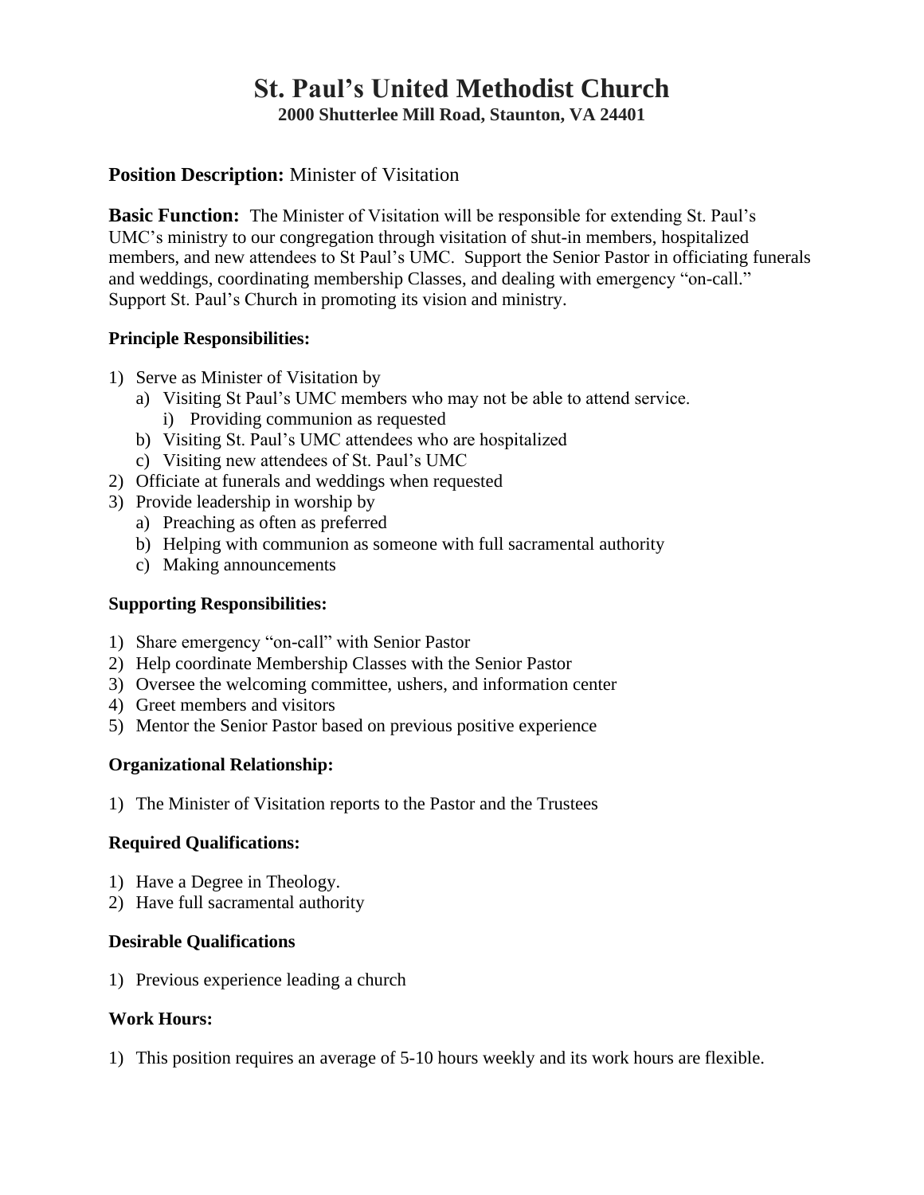# St. Paul's United Methodist Church

**2000 Shutterlee Mill Road, Staunton, VA 24401**

**Position Description:** Minister of Visitation

**Basic Function:** The Minister of Visitation will be responsible for extending St. Paul's UMC's ministry to our congregation through visitation of shut-in members, hospitalized members, and new attendees to St Paul's UMC. Support the Senior Pastor in officiating funerals and weddings, coordinating membership Classes, and dealing with emergency "on-call." Support St. Paul's Church in promoting its vision and ministry.

**Principle Responsibilities:**

1) Serve as Minister of Visitation by
   a) Visiting St Paul's UMC members who may not be able to attend service.
      i) Providing communion as requested
   b) Visiting St. Paul's UMC attendees who are hospitalized
   c) Visiting new attendees of St. Paul's UMC
2) Officiate at funerals and weddings when requested
3) Provide leadership in worship by
   a) Preaching as often as preferred
   b) Helping with communion as someone with full sacramental authority
   c) Making announcements

**Supporting Responsibilities:**

1) Share emergency "on-call" with Senior Pastor
2) Help coordinate Membership Classes with the Senior Pastor
3) Oversee the welcoming committee, ushers, and information center
4) Greet members and visitors
5) Mentor the Senior Pastor based on previous positive experience

**Organizational Relationship:**

1) The Minister of Visitation reports to the Pastor and the Trustees

**Required Qualifications:**

1) Have a Degree in Theology.
2) Have full sacramental authority

**Desirable Qualifications**

1) Previous experience leading a church

**Work Hours:**

1) This position requires an average of 5-10 hours weekly and its work hours are flexible.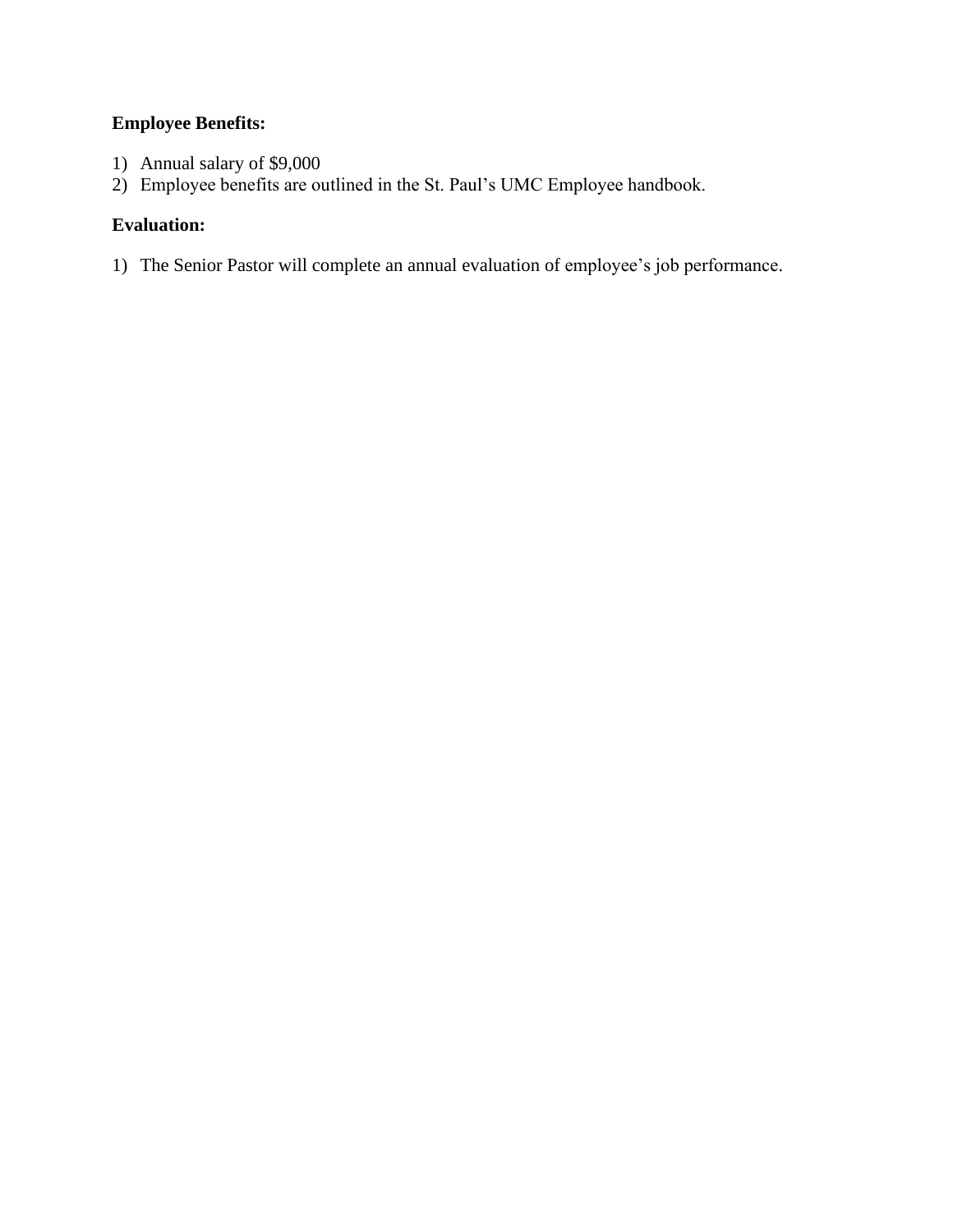**Employee Benefits:**

1) Annual salary of $9,000
2) Employee benefits are outlined in the St. Paul's UMC Employee handbook.

**Evaluation:**

1) The Senior Pastor will complete an annual evaluation of employee's job performance.